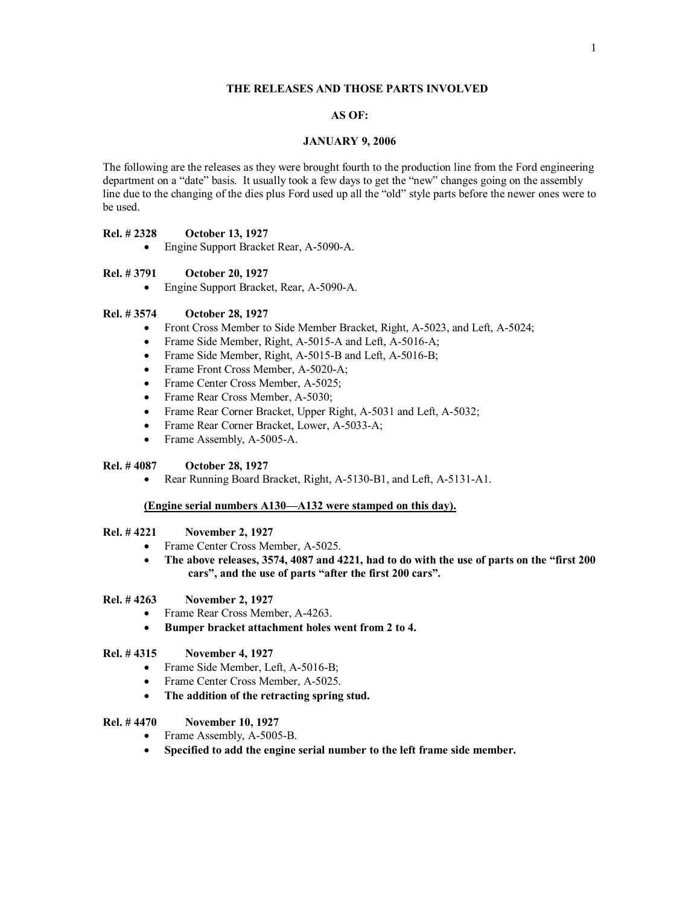## THE RELEASES AND THOSE PARTS INVOLVED

## AS OF:

## JANUARY 9, 2006

The following are the releases as they were brought fourth to the production line from the Ford engineering department on a "date" basis. It usually took a few days to get the "new" changes going on the assembly line due to the changing of the dies plus Ford used up all the "old" style parts before the newer ones were to be used.

**Rel. # 2328 October 13, 1927**

- Engine Support Bracket Rear, A-5090-A.

**Rel. # 3791 October 20, 1927**

- Engine Support Bracket, Rear, A-5090-A.

**Rel. # 3574 October 28, 1927**

- Front Cross Member to Side Member Bracket, Right, A-5023, and Left, A-5024;
- Frame Side Member, Right, A-5015-A and Left, A-5016-A;
- Frame Side Member, Right, A-5015-B and Left, A-5016-B;
- Frame Front Cross Member, A-5020-A;
- Frame Center Cross Member, A-5025;
- Frame Rear Cross Member, A-5030;
- Frame Rear Corner Bracket, Upper Right, A-5031 and Left, A-5032;
- Frame Rear Corner Bracket, Lower, A-5033-A;
- Frame Assembly, A-5005-A.

**Rel. # 4087 October 28, 1927**

- Rear Running Board Bracket, Right, A-5130-B1, and Left, A-5131-A1.

**(Engine serial numbers A130—A132 were stamped on this day).**

**Rel. # 4221 November 2, 1927**

- Frame Center Cross Member, A-5025.
- **The above releases, 3574, 4087 and 4221, had to do with the use of parts on the "first 200 cars", and the use of parts "after the first 200 cars".**

**Rel. # 4263 November 2, 1927**

- Frame Rear Cross Member, A-4263.
- **Bumper bracket attachment holes went from 2 to 4.**

**Rel. # 4315 November 4, 1927**

- Frame Side Member, Left, A-5016-B;
- Frame Center Cross Member, A-5025.
- **The addition of the retracting spring stud.**

**Rel. # 4470 November 10, 1927**

- Frame Assembly, A-5005-B.
- **Specified to add the engine serial number to the left frame side member.**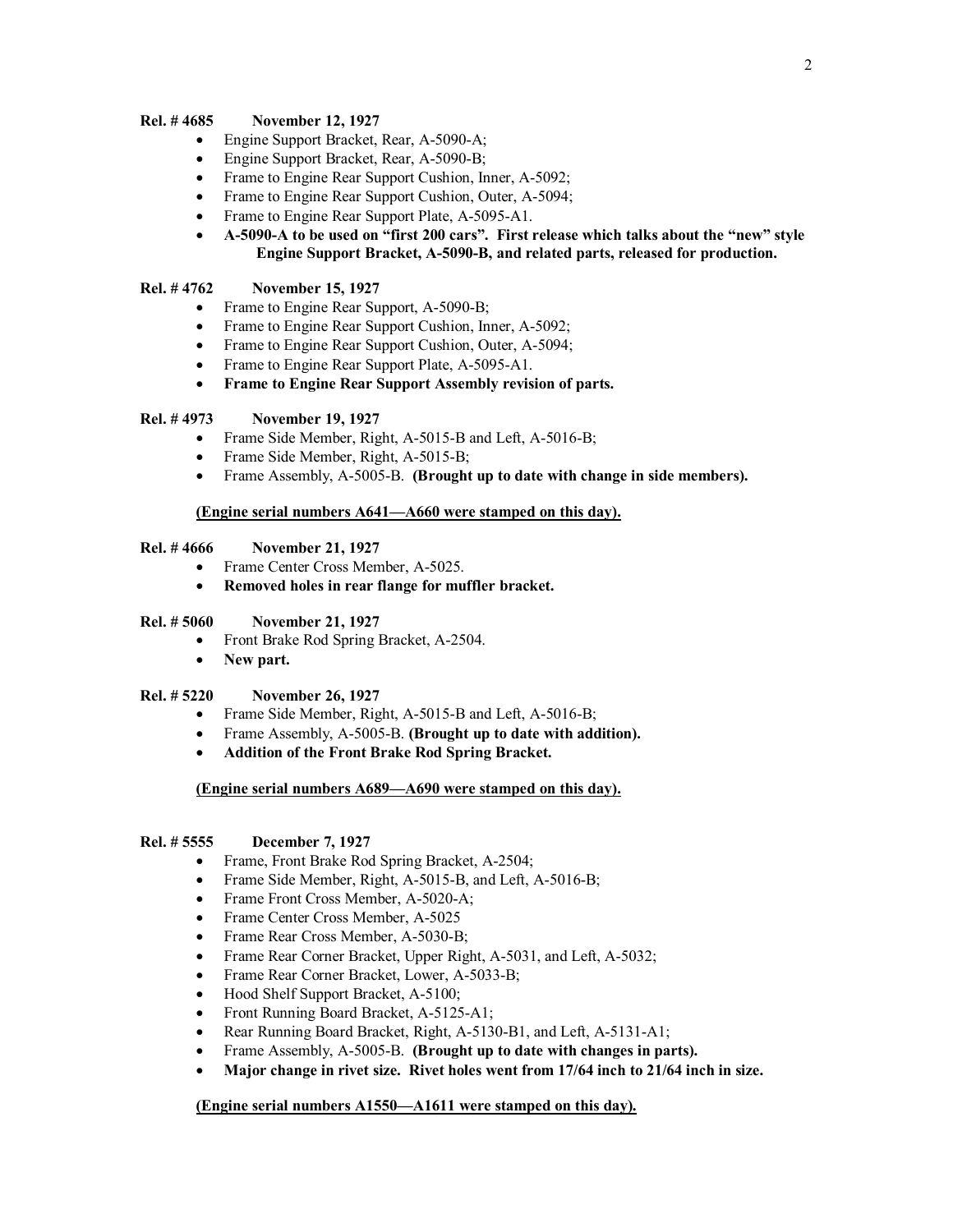**Rel. # 4685 November 12, 1927**

- Engine Support Bracket, Rear, A-5090-A;
- Engine Support Bracket, Rear, A-5090-B;
- Frame to Engine Rear Support Cushion, Inner, A-5092;
- Frame to Engine Rear Support Cushion, Outer, A-5094;
- Frame to Engine Rear Support Plate, A-5095-A1.
- **A-5090-A to be used on "first 200 cars". First release which talks about the "new" style Engine Support Bracket, A-5090-B, and related parts, released for production.**

**Rel. # 4762 November 15, 1927**

- Frame to Engine Rear Support, A-5090-B;
- Frame to Engine Rear Support Cushion, Inner, A-5092;
- Frame to Engine Rear Support Cushion, Outer, A-5094;
- Frame to Engine Rear Support Plate, A-5095-A1.
- **Frame to Engine Rear Support Assembly revision of parts.**

**Rel. # 4973 November 19, 1927**

- Frame Side Member, Right, A-5015-B and Left, A-5016-B;
- Frame Side Member, Right, A-5015-B;
- Frame Assembly, A-5005-B. **(Brought up to date with change in side members).**

**(Engine serial numbers A641—A660 were stamped on this day).**

**Rel. # 4666 November 21, 1927**

- Frame Center Cross Member, A-5025.
- **Removed holes in rear flange for muffler bracket.**

**Rel. # 5060 November 21, 1927**

- Front Brake Rod Spring Bracket, A-2504.
- **New part.**

**Rel. # 5220 November 26, 1927**

- Frame Side Member, Right, A-5015-B and Left, A-5016-B;
- Frame Assembly, A-5005-B. **(Brought up to date with addition).**
- **Addition of the Front Brake Rod Spring Bracket.**

**(Engine serial numbers A689—A690 were stamped on this day).**

**Rel. # 5555 December 7, 1927**

- Frame, Front Brake Rod Spring Bracket, A-2504;
- Frame Side Member, Right, A-5015-B, and Left, A-5016-B;
- Frame Front Cross Member, A-5020-A;
- Frame Center Cross Member, A-5025
- Frame Rear Cross Member, A-5030-B;
- Frame Rear Corner Bracket, Upper Right, A-5031, and Left, A-5032;
- Frame Rear Corner Bracket, Lower, A-5033-B;
- Hood Shelf Support Bracket, A-5100;
- Front Running Board Bracket, A-5125-A1;
- Rear Running Board Bracket, Right, A-5130-B1, and Left, A-5131-A1;
- Frame Assembly, A-5005-B. **(Brought up to date with changes in parts).**
- **Major change in rivet size. Rivet holes went from 17/64 inch to 21/64 inch in size.**

**(Engine serial numbers A1550—A1611 were stamped on this day).**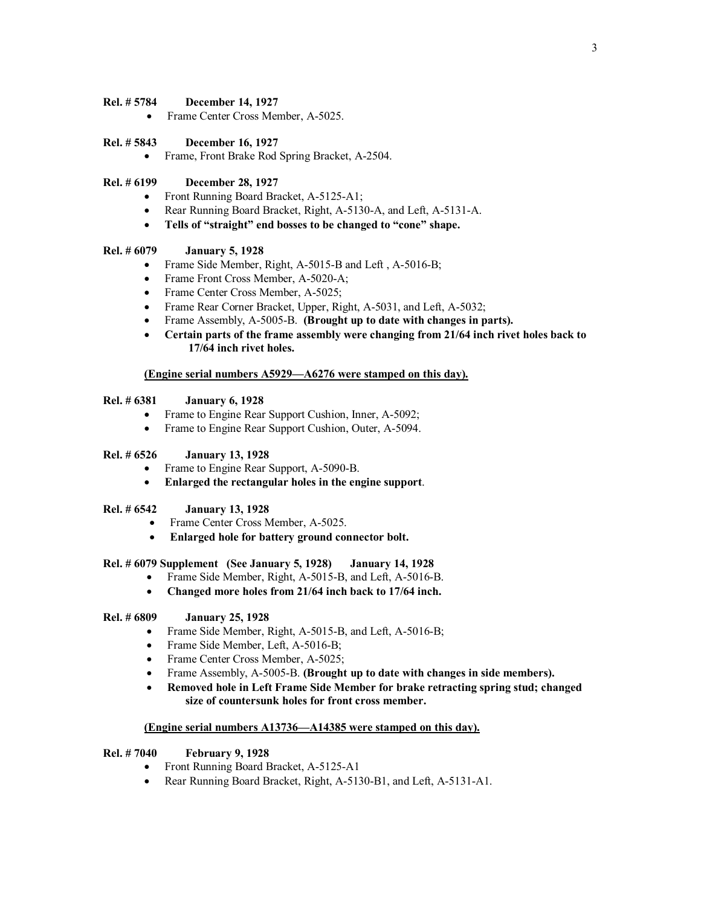**Rel. # 5784 December 14, 1927**

- Frame Center Cross Member, A-5025.

**Rel. # 5843 December 16, 1927**

- Frame, Front Brake Rod Spring Bracket, A-2504.

**Rel. # 6199 December 28, 1927**

- Front Running Board Bracket, A-5125-A1;
- Rear Running Board Bracket, Right, A-5130-A, and Left, A-5131-A.
- **Tells of "straight" end bosses to be changed to "cone" shape.**

**Rel. # 6079 January 5, 1928**

- Frame Side Member, Right, A-5015-B and Left , A-5016-B;
- Frame Front Cross Member, A-5020-A;
- Frame Center Cross Member, A-5025;
- Frame Rear Corner Bracket, Upper, Right, A-5031, and Left, A-5032;
- Frame Assembly, A-5005-B. **(Brought up to date with changes in parts).**
- **Certain parts of the frame assembly were changing from 21/64 inch rivet holes back to 17/64 inch rivet holes.**

**(Engine serial numbers A5929—A6276 were stamped on this day).**

**Rel. # 6381 January 6, 1928**

- Frame to Engine Rear Support Cushion, Inner, A-5092;
- Frame to Engine Rear Support Cushion, Outer, A-5094.

**Rel. # 6526 January 13, 1928**

- Frame to Engine Rear Support, A-5090-B.
- **Enlarged the rectangular holes in the engine support**.

**Rel. # 6542 January 13, 1928**

- Frame Center Cross Member, A-5025.
- **Enlarged hole for battery ground connector bolt.**

**Rel. # 6079 Supplement (See January 5, 1928) January 14, 1928**

- Frame Side Member, Right, A-5015-B, and Left, A-5016-B.
- **Changed more holes from 21/64 inch back to 17/64 inch.**

**Rel. # 6809 January 25, 1928**

- Frame Side Member, Right, A-5015-B, and Left, A-5016-B;
- Frame Side Member, Left, A-5016-B;
- Frame Center Cross Member, A-5025;
- Frame Assembly, A-5005-B. **(Brought up to date with changes in side members).**
- **Removed hole in Left Frame Side Member for brake retracting spring stud; changed size of countersunk holes for front cross member.**

**(Engine serial numbers A13736—A14385 were stamped on this day).**

**Rel. # 7040 February 9, 1928**

- Front Running Board Bracket, A-5125-A1
- Rear Running Board Bracket, Right, A-5130-B1, and Left, A-5131-A1.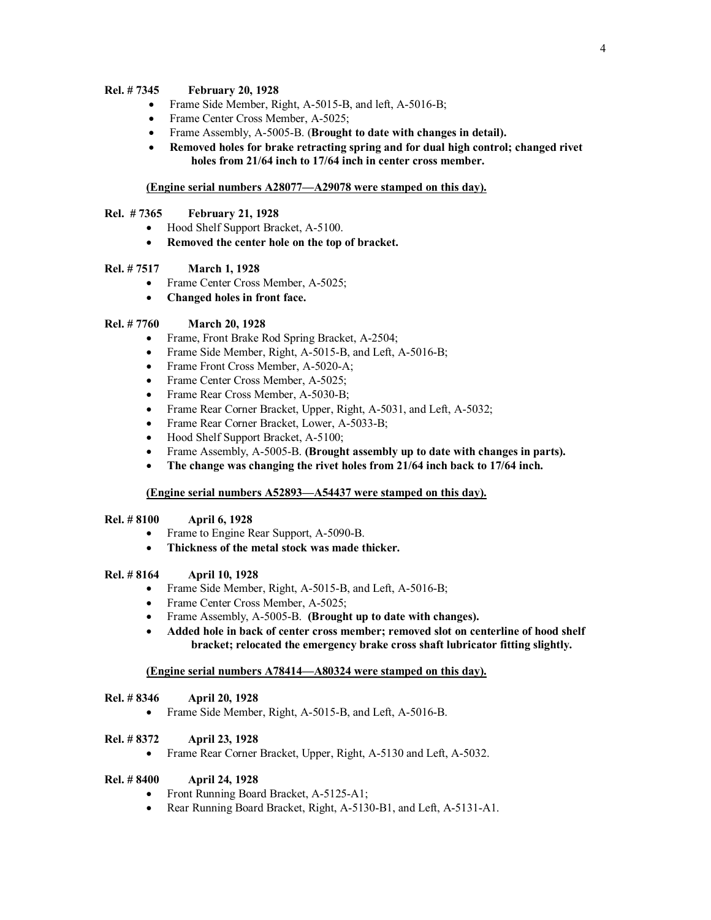**Rel. # 7345 February 20, 1928**

- Frame Side Member, Right, A-5015-B, and left, A-5016-B;
- Frame Center Cross Member, A-5025;
- Frame Assembly, A-5005-B. (**Brought to date with changes in detail).**
- **Removed holes for brake retracting spring and for dual high control; changed rivet holes from 21/64 inch to 17/64 inch in center cross member.**

**(Engine serial numbers A28077—A29078 were stamped on this day).**

**Rel. # 7365 February 21, 1928**

- Hood Shelf Support Bracket, A-5100.
- **Removed the center hole on the top of bracket.**

**Rel. # 7517 March 1, 1928**

- Frame Center Cross Member, A-5025;
- **Changed holes in front face.**

**Rel. # 7760 March 20, 1928**

- Frame, Front Brake Rod Spring Bracket, A-2504;
- Frame Side Member, Right, A-5015-B, and Left, A-5016-B;
- Frame Front Cross Member, A-5020-A;
- Frame Center Cross Member, A-5025;
- Frame Rear Cross Member, A-5030-B;
- Frame Rear Corner Bracket, Upper, Right, A-5031, and Left, A-5032;
- Frame Rear Corner Bracket, Lower, A-5033-B;
- Hood Shelf Support Bracket, A-5100;
- Frame Assembly, A-5005-B. **(Brought assembly up to date with changes in parts).**
- **The change was changing the rivet holes from 21/64 inch back to 17/64 inch.**

**(Engine serial numbers A52893—A54437 were stamped on this day).**

**Rel. # 8100 April 6, 1928**

- Frame to Engine Rear Support, A-5090-B.
- **Thickness of the metal stock was made thicker.**

**Rel. # 8164 April 10, 1928**

- Frame Side Member, Right, A-5015-B, and Left, A-5016-B;
- Frame Center Cross Member, A-5025;
- Frame Assembly, A-5005-B. **(Brought up to date with changes).**
- **Added hole in back of center cross member; removed slot on centerline of hood shelf bracket; relocated the emergency brake cross shaft lubricator fitting slightly.**

**(Engine serial numbers A78414—A80324 were stamped on this day).**

**Rel. # 8346 April 20, 1928**

- Frame Side Member, Right, A-5015-B, and Left, A-5016-B.

**Rel. # 8372 April 23, 1928**

- Frame Rear Corner Bracket, Upper, Right, A-5130 and Left, A-5032.

**Rel. # 8400 April 24, 1928**

- Front Running Board Bracket, A-5125-A1;
- Rear Running Board Bracket, Right, A-5130-B1, and Left, A-5131-A1.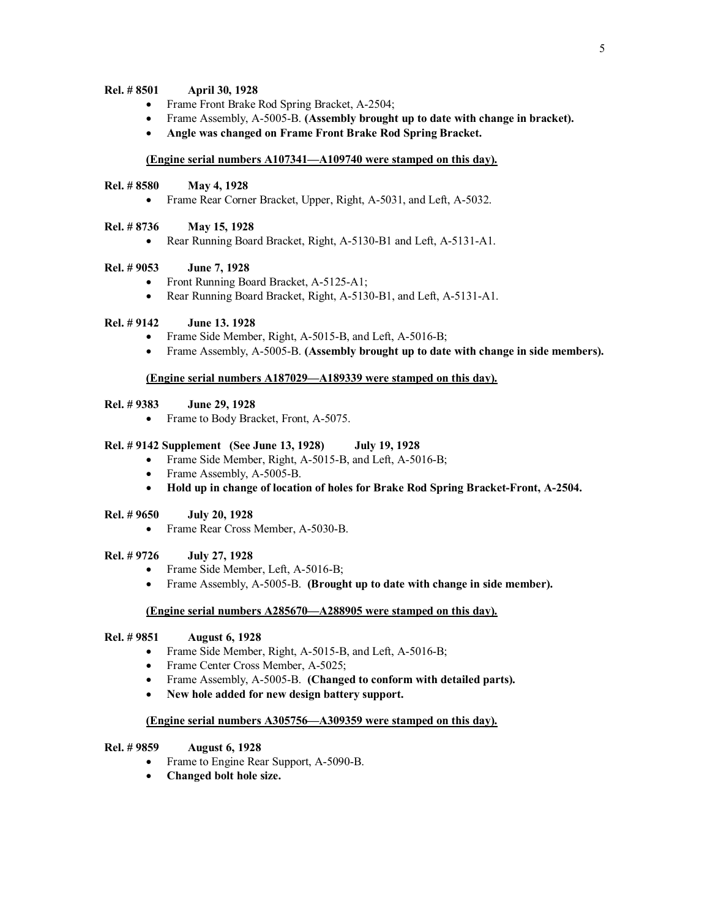**Rel. # 8501 April 30, 1928**

- Frame Front Brake Rod Spring Bracket, A-2504;
- Frame Assembly, A-5005-B. **(Assembly brought up to date with change in bracket).**
- **Angle was changed on Frame Front Brake Rod Spring Bracket.**

**(Engine serial numbers A107341—A109740 were stamped on this day).**

**Rel. # 8580 May 4, 1928**

- Frame Rear Corner Bracket, Upper, Right, A-5031, and Left, A-5032.

**Rel. # 8736 May 15, 1928**

- Rear Running Board Bracket, Right, A-5130-B1 and Left, A-5131-A1.

**Rel. # 9053 June 7, 1928**

- Front Running Board Bracket, A-5125-A1;
- Rear Running Board Bracket, Right, A-5130-B1, and Left, A-5131-A1.

**Rel. # 9142 June 13. 1928**

- Frame Side Member, Right, A-5015-B, and Left, A-5016-B;
- Frame Assembly, A-5005-B. **(Assembly brought up to date with change in side members).**

**(Engine serial numbers A187029—A189339 were stamped on this day).**

**Rel. # 9383 June 29, 1928**

- Frame to Body Bracket, Front, A-5075.

**Rel. # 9142 Supplement (See June 13, 1928) July 19, 1928**

- Frame Side Member, Right, A-5015-B, and Left, A-5016-B;
- Frame Assembly, A-5005-B.
- **Hold up in change of location of holes for Brake Rod Spring Bracket-Front, A-2504.**

**Rel. # 9650 July 20, 1928**

- Frame Rear Cross Member, A-5030-B.

**Rel. # 9726 July 27, 1928**

- Frame Side Member, Left, A-5016-B;
- Frame Assembly, A-5005-B. **(Brought up to date with change in side member).**

**(Engine serial numbers A285670—A288905 were stamped on this day).**

**Rel. # 9851 August 6, 1928**

- Frame Side Member, Right, A-5015-B, and Left, A-5016-B;
- Frame Center Cross Member, A-5025;
- Frame Assembly, A-5005-B. **(Changed to conform with detailed parts).**
- **New hole added for new design battery support.**

**(Engine serial numbers A305756—A309359 were stamped on this day).**

**Rel. # 9859 August 6, 1928**

- Frame to Engine Rear Support, A-5090-B.
- **Changed bolt hole size.**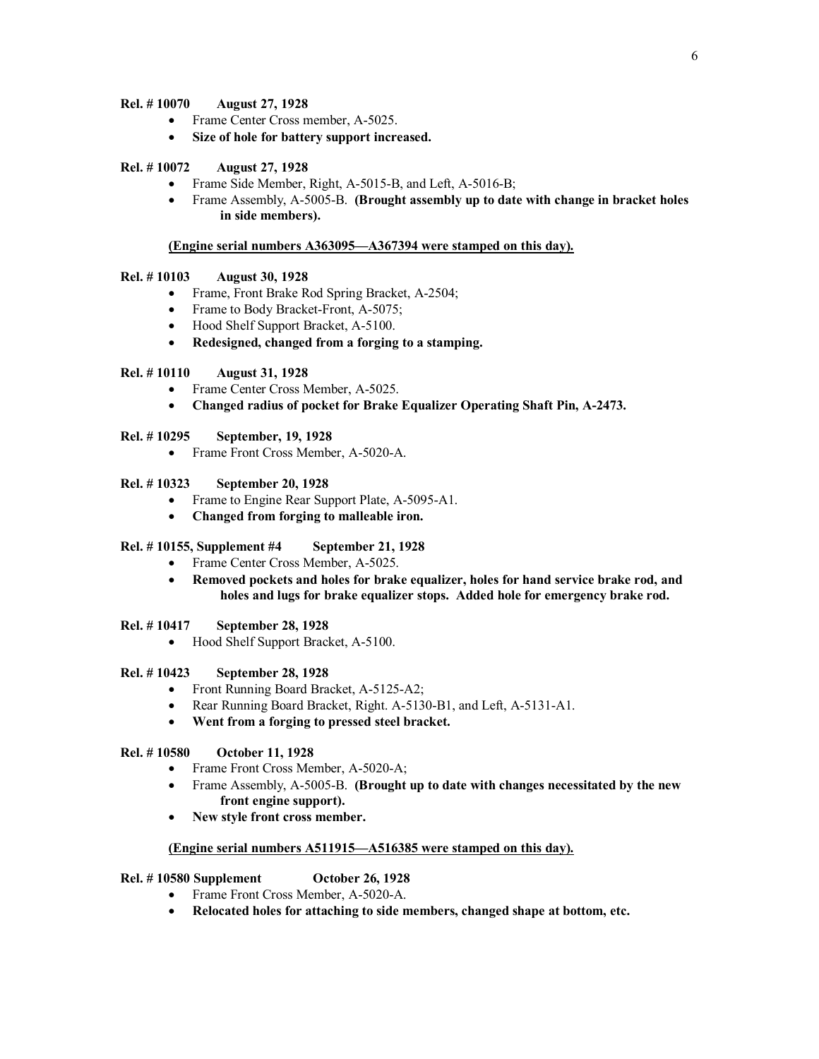**Rel. # 10070 August 27, 1928**

- Frame Center Cross member, A-5025.
- **Size of hole for battery support increased.**

**Rel. # 10072 August 27, 1928**

- Frame Side Member, Right, A-5015-B, and Left, A-5016-B;
- Frame Assembly, A-5005-B. **(Brought assembly up to date with change in bracket holes in side members).**

**(Engine serial numbers A363095—A367394 were stamped on this day).**

**Rel. # 10103 August 30, 1928**

- Frame, Front Brake Rod Spring Bracket, A-2504;
- Frame to Body Bracket-Front, A-5075;
- Hood Shelf Support Bracket, A-5100.
- **Redesigned, changed from a forging to a stamping.**

**Rel. # 10110 August 31, 1928**

- Frame Center Cross Member, A-5025.
- **Changed radius of pocket for Brake Equalizer Operating Shaft Pin, A-2473.**

**Rel. # 10295 September, 19, 1928**

- Frame Front Cross Member, A-5020-A.

**Rel. # 10323 September 20, 1928**

- Frame to Engine Rear Support Plate, A-5095-A1.
- **Changed from forging to malleable iron.**

**Rel. # 10155, Supplement #4 September 21, 1928**

- Frame Center Cross Member, A-5025.
- **Removed pockets and holes for brake equalizer, holes for hand service brake rod, and holes and lugs for brake equalizer stops. Added hole for emergency brake rod.**

**Rel. # 10417 September 28, 1928**

- Hood Shelf Support Bracket, A-5100.

**Rel. # 10423 September 28, 1928**

- Front Running Board Bracket, A-5125-A2;
- Rear Running Board Bracket, Right. A-5130-B1, and Left, A-5131-A1.
- **Went from a forging to pressed steel bracket.**

**Rel. # 10580 October 11, 1928**

- Frame Front Cross Member, A-5020-A;
- Frame Assembly, A-5005-B. **(Brought up to date with changes necessitated by the new front engine support).**
- **New style front cross member.**

**(Engine serial numbers A511915—A516385 were stamped on this day).**

**Rel. # 10580 Supplement October 26, 1928**

- Frame Front Cross Member, A-5020-A.
- **Relocated holes for attaching to side members, changed shape at bottom, etc.**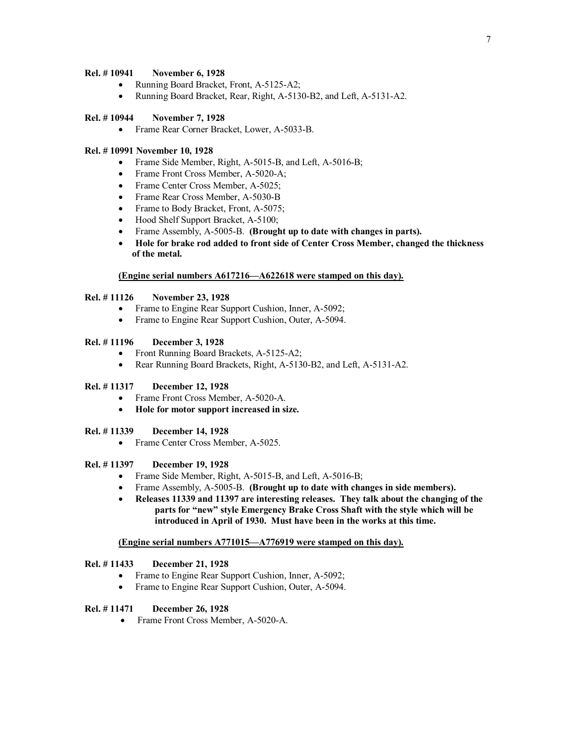**Rel. # 10941 November 6, 1928**

- Running Board Bracket, Front, A-5125-A2;
- Running Board Bracket, Rear, Right, A-5130-B2, and Left, A-5131-A2.

**Rel. # 10944 November 7, 1928**

- Frame Rear Corner Bracket, Lower, A-5033-B.

**Rel. # 10991 November 10, 1928**

- Frame Side Member, Right, A-5015-B, and Left, A-5016-B;
- Frame Front Cross Member, A-5020-A;
- Frame Center Cross Member, A-5025;
- Frame Rear Cross Member, A-5030-B
- Frame to Body Bracket, Front, A-5075;
- Hood Shelf Support Bracket, A-5100;
- Frame Assembly, A-5005-B. **(Brought up to date with changes in parts).**
- **Hole for brake rod added to front side of Center Cross Member, changed the thickness of the metal.**

**(Engine serial numbers A617216—A622618 were stamped on this day).**

**Rel. # 11126 November 23, 1928**

- Frame to Engine Rear Support Cushion, Inner, A-5092;
- Frame to Engine Rear Support Cushion, Outer, A-5094.

**Rel. # 11196 December 3, 1928**

- Front Running Board Brackets, A-5125-A2;
- Rear Running Board Brackets, Right, A-5130-B2, and Left, A-5131-A2.

**Rel. # 11317 December 12, 1928**

- Frame Front Cross Member, A-5020-A.
- **Hole for motor support increased in size.**

**Rel. # 11339 December 14, 1928**

- Frame Center Cross Member, A-5025.

**Rel. # 11397 December 19, 1928**

- Frame Side Member, Right, A-5015-B, and Left, A-5016-B;
- Frame Assembly, A-5005-B. **(Brought up to date with changes in side members).**
- **Releases 11339 and 11397 are interesting releases. They talk about the changing of the parts for "new" style Emergency Brake Cross Shaft with the style which will be introduced in April of 1930. Must have been in the works at this time.**

**(Engine serial numbers A771015—A776919 were stamped on this day).**

**Rel. # 11433 December 21, 1928**

- Frame to Engine Rear Support Cushion, Inner, A-5092;
- Frame to Engine Rear Support Cushion, Outer, A-5094.

**Rel. # 11471 December 26, 1928**

- Frame Front Cross Member, A-5020-A.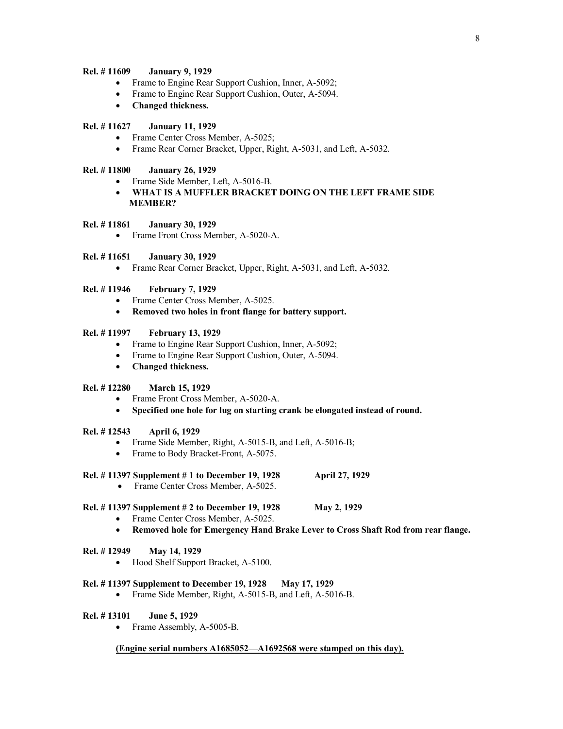**Rel. # 11609 January 9, 1929**

- Frame to Engine Rear Support Cushion, Inner, A-5092;
- Frame to Engine Rear Support Cushion, Outer, A-5094.
- **Changed thickness.**

**Rel. # 11627 January 11, 1929**

- Frame Center Cross Member, A-5025;
- Frame Rear Corner Bracket, Upper, Right, A-5031, and Left, A-5032.

**Rel. # 11800 January 26, 1929**

- Frame Side Member, Left, A-5016-B.
- **WHAT IS A MUFFLER BRACKET DOING ON THE LEFT FRAME SIDE MEMBER?**

**Rel. # 11861 January 30, 1929**

- Frame Front Cross Member, A-5020-A.

**Rel. # 11651 January 30, 1929**

- Frame Rear Corner Bracket, Upper, Right, A-5031, and Left, A-5032.

**Rel. # 11946 February 7, 1929**

- Frame Center Cross Member, A-5025.
- **Removed two holes in front flange for battery support.**

**Rel. # 11997 February 13, 1929**

- Frame to Engine Rear Support Cushion, Inner, A-5092;
- Frame to Engine Rear Support Cushion, Outer, A-5094.
- **Changed thickness.**

**Rel. # 12280 March 15, 1929**

- Frame Front Cross Member, A-5020-A.
- **Specified one hole for lug on starting crank be elongated instead of round.**

**Rel. # 12543 April 6, 1929**

- Frame Side Member, Right, A-5015-B, and Left, A-5016-B;
- Frame to Body Bracket-Front, A-5075.

**Rel. # 11397 Supplement # 1 to December 19, 1928 April 27, 1929**

- Frame Center Cross Member, A-5025.

**Rel. # 11397 Supplement # 2 to December 19, 1928 May 2, 1929**

- Frame Center Cross Member, A-5025.
- **Removed hole for Emergency Hand Brake Lever to Cross Shaft Rod from rear flange.**

**Rel. # 12949 May 14, 1929**

- Hood Shelf Support Bracket, A-5100.

**Rel. # 11397 Supplement to December 19, 1928 May 17, 1929**

- Frame Side Member, Right, A-5015-B, and Left, A-5016-B.

**Rel. # 13101 June 5, 1929**

- Frame Assembly, A-5005-B.

**(Engine serial numbers A1685052—A1692568 were stamped on this day).**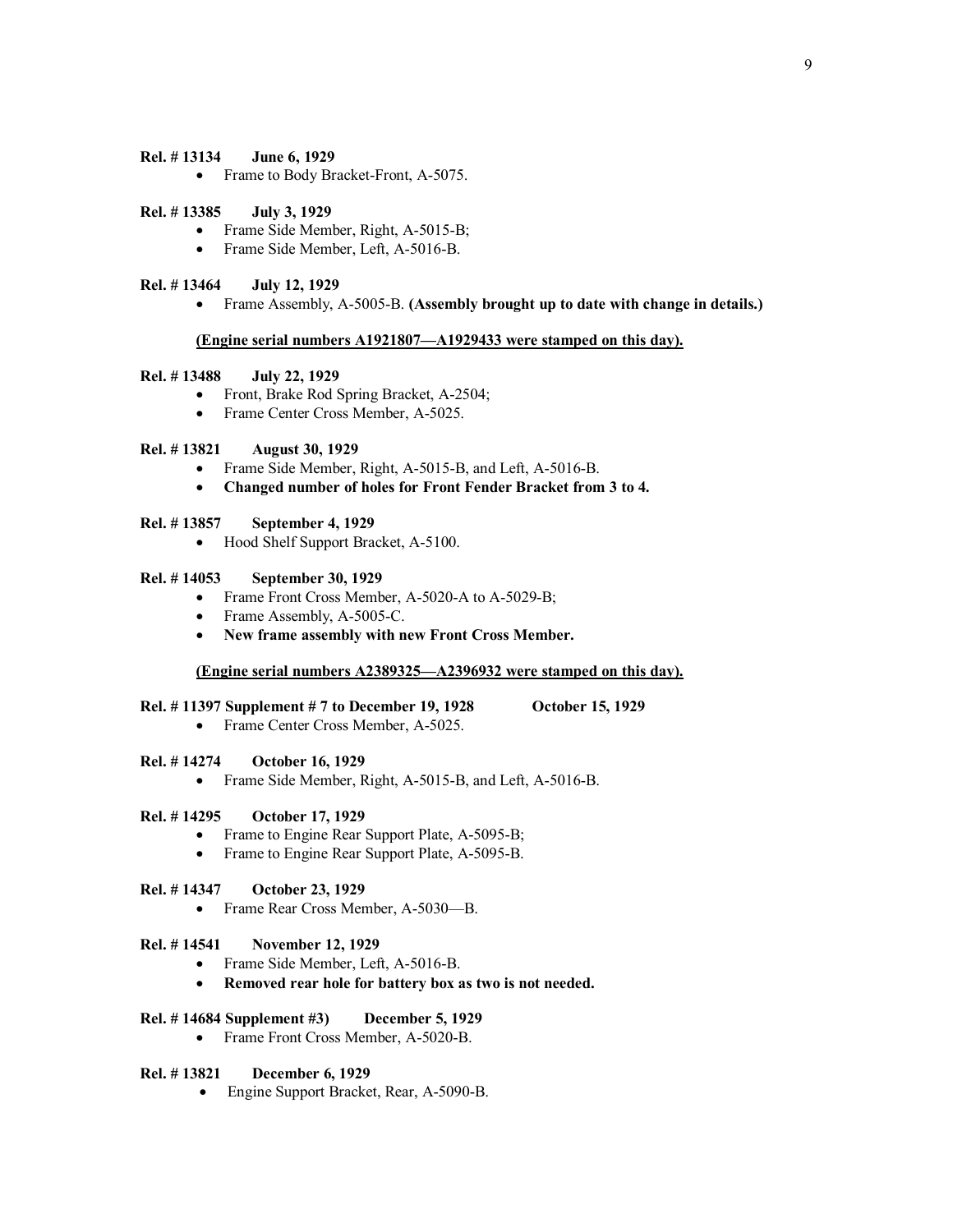**Rel. # 13134 June 6, 1929**

- Frame to Body Bracket-Front, A-5075.

**Rel. # 13385 July 3, 1929**

- Frame Side Member, Right, A-5015-B;
- Frame Side Member, Left, A-5016-B.

**Rel. # 13464 July 12, 1929**

- Frame Assembly, A-5005-B. **(Assembly brought up to date with change in details.)**

**<u>(Engine serial numbers A1921807—A1929433 were stamped on this day).</u>**

**Rel. # 13488 July 22, 1929**

- Front, Brake Rod Spring Bracket, A-2504;
- Frame Center Cross Member, A-5025.

**Rel. # 13821 August 30, 1929**

- Frame Side Member, Right, A-5015-B, and Left, A-5016-B.
- **Changed number of holes for Front Fender Bracket from 3 to 4.**

**Rel. # 13857 September 4, 1929**

- Hood Shelf Support Bracket, A-5100.

**Rel. # 14053 September 30, 1929**

- Frame Front Cross Member, A-5020-A to A-5029-B;
- Frame Assembly, A-5005-C.
- **New frame assembly with new Front Cross Member.**

**<u>(Engine serial numbers A2389325—A2396932 were stamped on this day).</u>**

**Rel. # 11397 Supplement # 7 to December 19, 1928 October 15, 1929**

- Frame Center Cross Member, A-5025.

**Rel. # 14274 October 16, 1929**

- Frame Side Member, Right, A-5015-B, and Left, A-5016-B.

**Rel. # 14295 October 17, 1929**

- Frame to Engine Rear Support Plate, A-5095-B;
- Frame to Engine Rear Support Plate, A-5095-B.

**Rel. # 14347 October 23, 1929**

- Frame Rear Cross Member, A-5030—B.

**Rel. # 14541 November 12, 1929**

- Frame Side Member, Left, A-5016-B.
- **Removed rear hole for battery box as two is not needed.**

**Rel. # 14684 Supplement #3) December 5, 1929**

- Frame Front Cross Member, A-5020-B.

**Rel. # 13821 December 6, 1929**

- Engine Support Bracket, Rear, A-5090-B.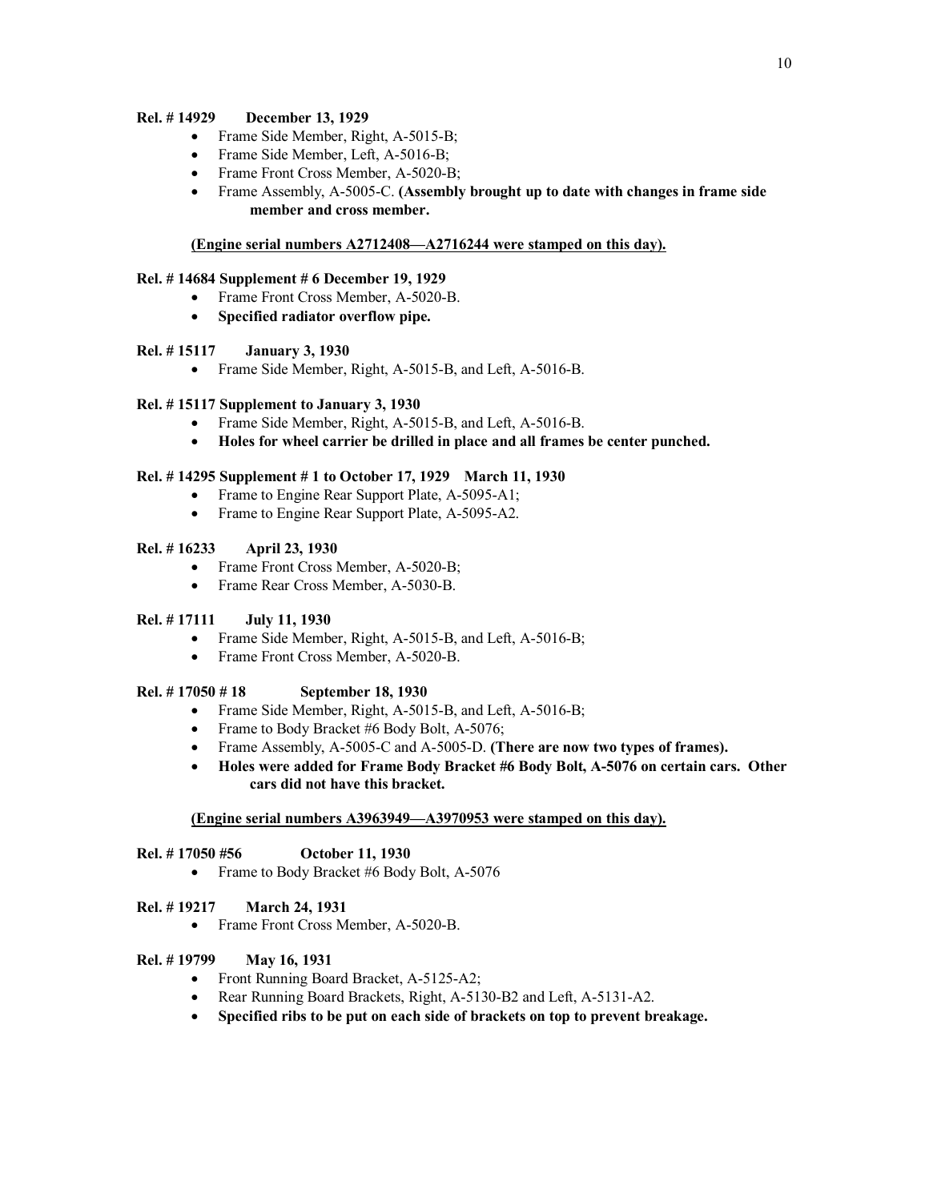**Rel. # 14929  December 13, 1929**

- Frame Side Member, Right, A-5015-B;
- Frame Side Member, Left, A-5016-B;
- Frame Front Cross Member, A-5020-B;
- Frame Assembly, A-5005-C. **(Assembly brought up to date with changes in frame side member and cross member.**

**(Engine serial numbers A2712408—A2716244 were stamped on this day).**

**Rel. # 14684 Supplement # 6 December 19, 1929**

- Frame Front Cross Member, A-5020-B.
- **Specified radiator overflow pipe.**

**Rel. # 15117  January 3, 1930**

- Frame Side Member, Right, A-5015-B, and Left, A-5016-B.

**Rel. # 15117 Supplement to January 3, 1930**

- Frame Side Member, Right, A-5015-B, and Left, A-5016-B.
- **Holes for wheel carrier be drilled in place and all frames be center punched.**

**Rel. # 14295 Supplement # 1 to October 17, 1929  March 11, 1930**

- Frame to Engine Rear Support Plate, A-5095-A1;
- Frame to Engine Rear Support Plate, A-5095-A2.

**Rel. # 16233  April 23, 1930**

- Frame Front Cross Member, A-5020-B;
- Frame Rear Cross Member, A-5030-B.

**Rel. # 17111  July 11, 1930**

- Frame Side Member, Right, A-5015-B, and Left, A-5016-B;
- Frame Front Cross Member, A-5020-B.

**Rel. # 17050 # 18  September 18, 1930**

- Frame Side Member, Right, A-5015-B, and Left, A-5016-B;
- Frame to Body Bracket #6 Body Bolt, A-5076;
- Frame Assembly, A-5005-C and A-5005-D. **(There are now two types of frames).**
- **Holes were added for Frame Body Bracket #6 Body Bolt, A-5076 on certain cars. Other cars did not have this bracket.**

**(Engine serial numbers A3963949—A3970953 were stamped on this day).**

**Rel. # 17050 #56  October 11, 1930**

- Frame to Body Bracket #6 Body Bolt, A-5076

**Rel. # 19217  March 24, 1931**

- Frame Front Cross Member, A-5020-B.

**Rel. # 19799  May 16, 1931**

- Front Running Board Bracket, A-5125-A2;
- Rear Running Board Brackets, Right, A-5130-B2 and Left, A-5131-A2.
- **Specified ribs to be put on each side of brackets on top to prevent breakage.**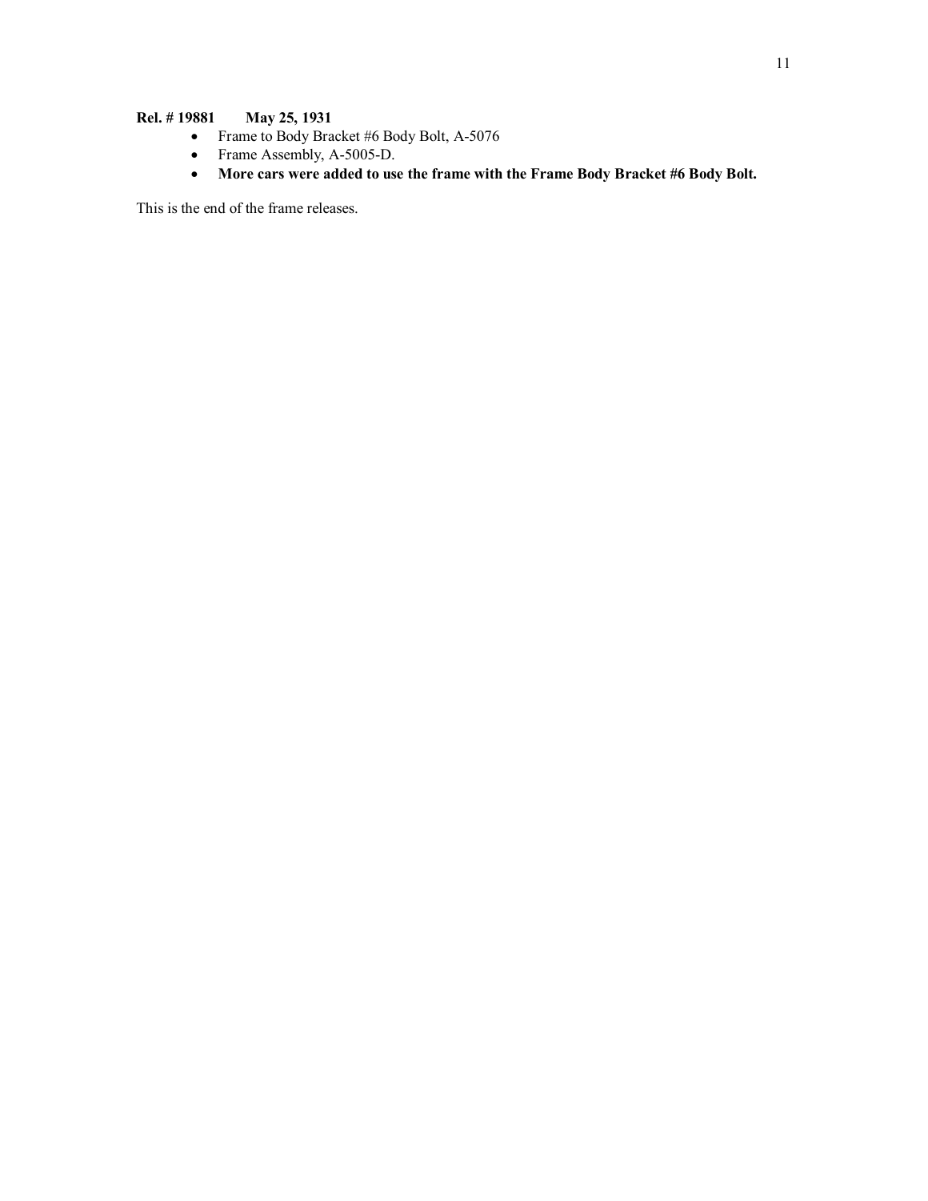**Rel. # 19881 May 25, 1931**

- Frame to Body Bracket #6 Body Bolt, A-5076
- Frame Assembly, A-5005-D.
- **More cars were added to use the frame with the Frame Body Bracket #6 Body Bolt.**

This is the end of the frame releases.